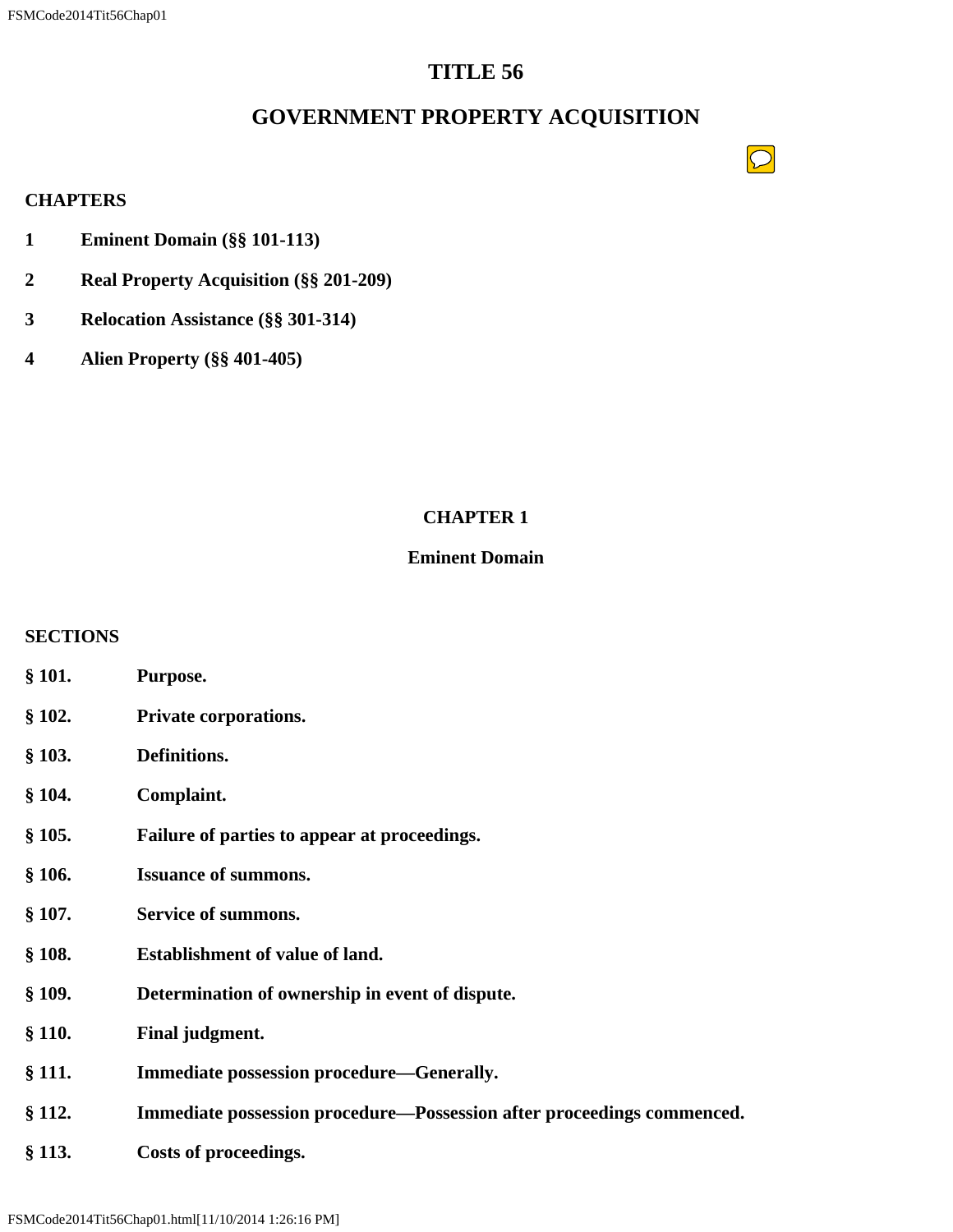# TITLE 56

# GOVERNMENT PROPERTY ACQUISITION

**CHAPTERS**

**1 Eminent Domain (§§ 101-113)**

**2 Real Property Acquisition (§§ 201-209)**

**3 Relocation Assistance (§§ 301-314)**

**4 Alien Property (§§ 401-405)**

## CHAPTER 1

## Eminent Domain

**SECTIONS**

**§ 101. Purpose.**

**§ 102. Private corporations.**

**§ 103. Definitions.**

**§ 104. Complaint.**

**§ 105. Failure of parties to appear at proceedings.**

**§ 106. Issuance of summons.**

**§ 107. Service of summons.**

**§ 108. Establishment of value of land.**

**§ 109. Determination of ownership in event of dispute.**

**§ 110. Final judgment.**

**§ 111. Immediate possession procedure—Generally.**

**§ 112. Immediate possession procedure—Possession after proceedings commenced.**

**§ 113. Costs of proceedings.**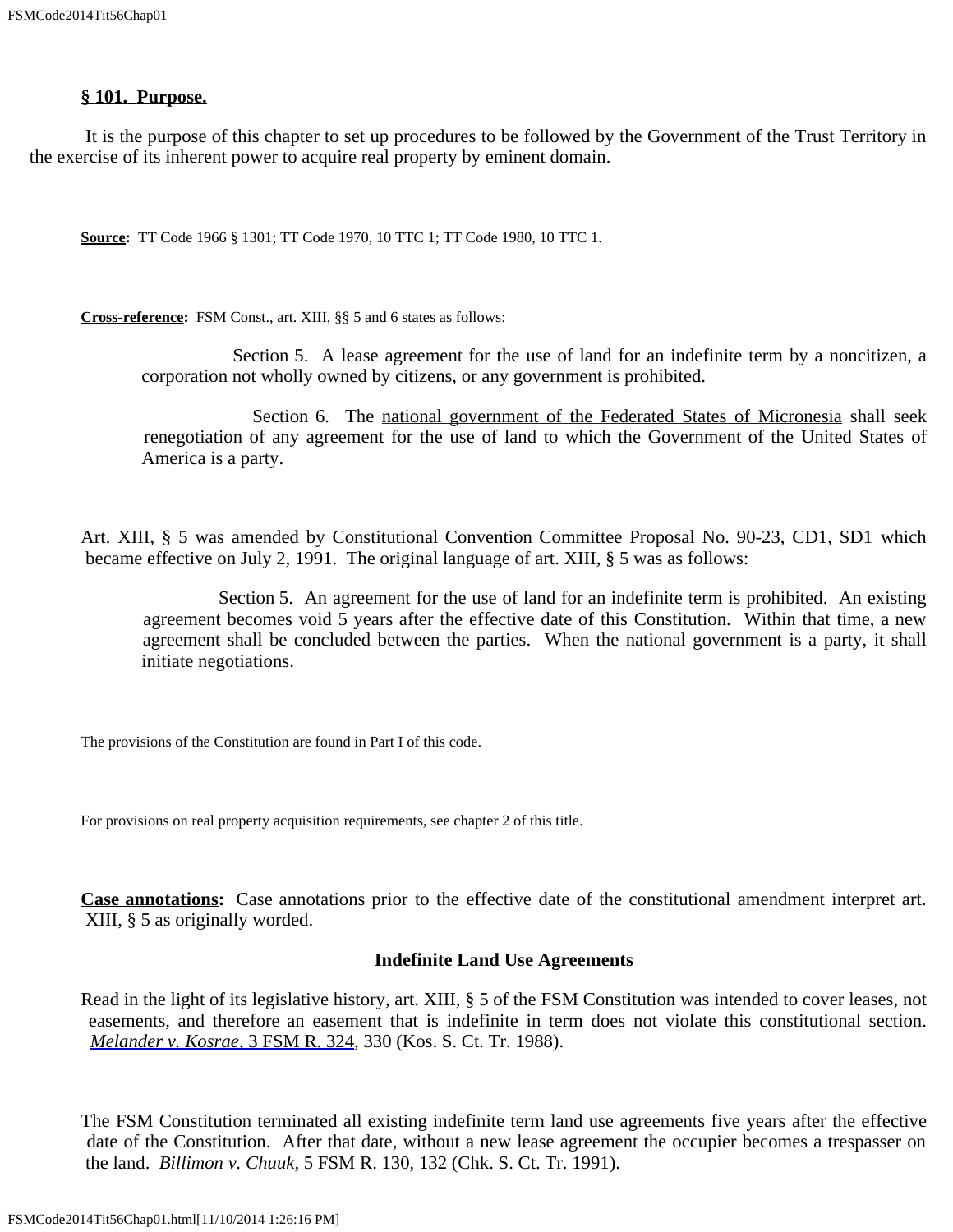**§ 101. Purpose.**

It is the purpose of this chapter to set up procedures to be followed by the Government of the Trust Territory in the exercise of its inherent power to acquire real property by eminent domain.

**Source:** TT Code 1966 § 1301; TT Code 1970, 10 TTC 1; TT Code 1980, 10 TTC 1.

**Cross-reference:** FSM Const., art. XIII, §§ 5 and 6 states as follows:

> Section 5. A lease agreement for the use of land for an indefinite term by a noncitizen, a corporation not wholly owned by citizens, or any government is prohibited.
>
> Section 6. The national government of the Federated States of Micronesia shall seek renegotiation of any agreement for the use of land to which the Government of the United States of America is a party.

Art. XIII, § 5 was amended by Constitutional Convention Committee Proposal No. 90-23, CD1, SD1 which became effective on July 2, 1991. The original language of art. XIII, § 5 was as follows:

> Section 5. An agreement for the use of land for an indefinite term is prohibited. An existing agreement becomes void 5 years after the effective date of this Constitution. Within that time, a new agreement shall be concluded between the parties. When the national government is a party, it shall initiate negotiations.

The provisions of the Constitution are found in Part I of this code.

For provisions on real property acquisition requirements, see chapter 2 of this title.

**Case annotations:** Case annotations prior to the effective date of the constitutional amendment interpret art. XIII, § 5 as originally worded.

**Indefinite Land Use Agreements**

Read in the light of its legislative history, art. XIII, § 5 of the FSM Constitution was intended to cover leases, not easements, and therefore an easement that is indefinite in term does not violate this constitutional section. *Melander v. Kosrae*, 3 FSM R. 324, 330 (Kos. S. Ct. Tr. 1988).

The FSM Constitution terminated all existing indefinite term land use agreements five years after the effective date of the Constitution. After that date, without a new lease agreement the occupier becomes a trespasser on the land. *Billimon v. Chuuk*, 5 FSM R. 130, 132 (Chk. S. Ct. Tr. 1991).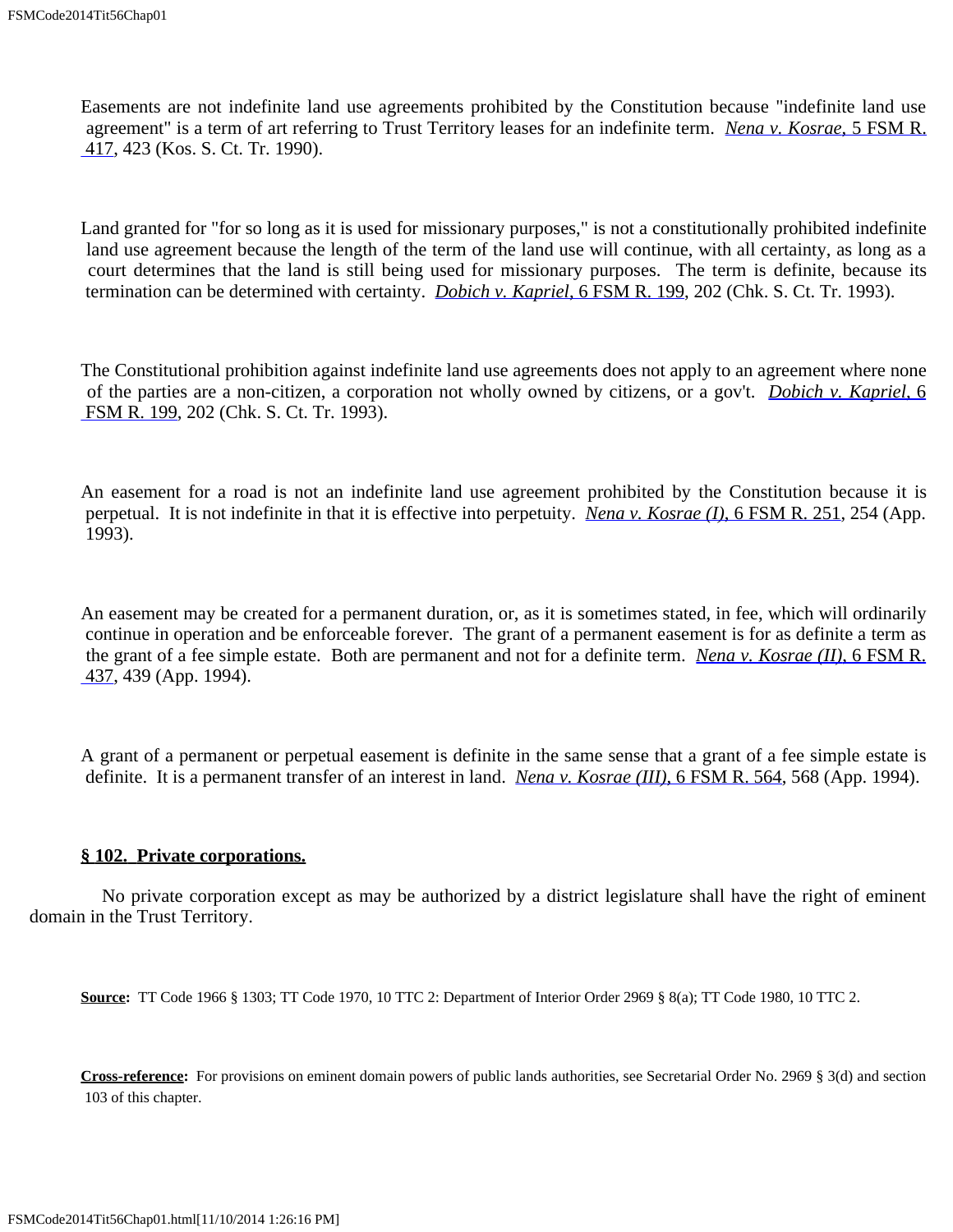Easements are not indefinite land use agreements prohibited by the Constitution because "indefinite land use agreement" is a term of art referring to Trust Territory leases for an indefinite term. *Nena v. Kosrae*, 5 FSM R. 417, 423 (Kos. S. Ct. Tr. 1990).

Land granted for "for so long as it is used for missionary purposes," is not a constitutionally prohibited indefinite land use agreement because the length of the term of the land use will continue, with all certainty, as long as a court determines that the land is still being used for missionary purposes. The term is definite, because its termination can be determined with certainty. *Dobich v. Kapriel*, 6 FSM R. 199, 202 (Chk. S. Ct. Tr. 1993).

The Constitutional prohibition against indefinite land use agreements does not apply to an agreement where none of the parties are a non-citizen, a corporation not wholly owned by citizens, or a gov't. *Dobich v. Kapriel*, 6 FSM R. 199, 202 (Chk. S. Ct. Tr. 1993).

An easement for a road is not an indefinite land use agreement prohibited by the Constitution because it is perpetual. It is not indefinite in that it is effective into perpetuity. *Nena v. Kosrae (I)*, 6 FSM R. 251, 254 (App. 1993).

An easement may be created for a permanent duration, or, as it is sometimes stated, in fee, which will ordinarily continue in operation and be enforceable forever. The grant of a permanent easement is for as definite a term as the grant of a fee simple estate. Both are permanent and not for a definite term. *Nena v. Kosrae (II)*, 6 FSM R. 437, 439 (App. 1994).

A grant of a permanent or perpetual easement is definite in the same sense that a grant of a fee simple estate is definite. It is a permanent transfer of an interest in land. *Nena v. Kosrae (III)*, 6 FSM R. 564, 568 (App. 1994).

**§ 102. Private corporations.**

No private corporation except as may be authorized by a district legislature shall have the right of eminent domain in the Trust Territory.

**Source:** TT Code 1966 § 1303; TT Code 1970, 10 TTC 2: Department of Interior Order 2969 § 8(a); TT Code 1980, 10 TTC 2.

**Cross-reference:** For provisions on eminent domain powers of public lands authorities, see Secretarial Order No. 2969 § 3(d) and section 103 of this chapter.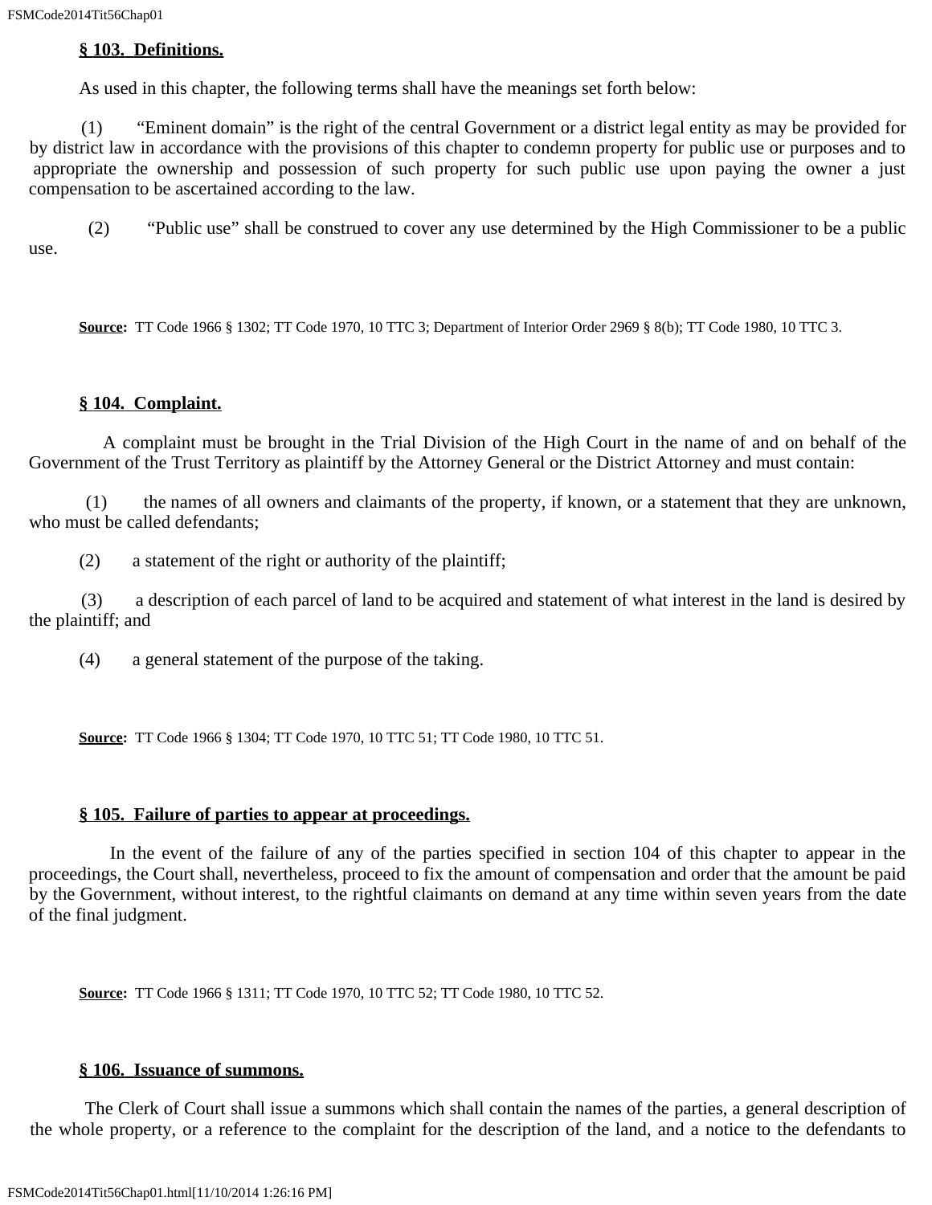**§ 103. Definitions.**

As used in this chapter, the following terms shall have the meanings set forth below:

(1) "Eminent domain" is the right of the central Government or a district legal entity as may be provided for by district law in accordance with the provisions of this chapter to condemn property for public use or purposes and to appropriate the ownership and possession of such property for such public use upon paying the owner a just compensation to be ascertained according to the law.

(2) "Public use" shall be construed to cover any use determined by the High Commissioner to be a public use.

**Source:** TT Code 1966 § 1302; TT Code 1970, 10 TTC 3; Department of Interior Order 2969 § 8(b); TT Code 1980, 10 TTC 3.

**§ 104. Complaint.**

A complaint must be brought in the Trial Division of the High Court in the name of and on behalf of the Government of the Trust Territory as plaintiff by the Attorney General or the District Attorney and must contain:

(1) the names of all owners and claimants of the property, if known, or a statement that they are unknown, who must be called defendants;

(2) a statement of the right or authority of the plaintiff;

(3) a description of each parcel of land to be acquired and statement of what interest in the land is desired by the plaintiff; and

(4) a general statement of the purpose of the taking.

**Source:** TT Code 1966 § 1304; TT Code 1970, 10 TTC 51; TT Code 1980, 10 TTC 51.

**§ 105. Failure of parties to appear at proceedings.**

In the event of the failure of any of the parties specified in section 104 of this chapter to appear in the proceedings, the Court shall, nevertheless, proceed to fix the amount of compensation and order that the amount be paid by the Government, without interest, to the rightful claimants on demand at any time within seven years from the date of the final judgment.

**Source:** TT Code 1966 § 1311; TT Code 1970, 10 TTC 52; TT Code 1980, 10 TTC 52.

**§ 106. Issuance of summons.**

The Clerk of Court shall issue a summons which shall contain the names of the parties, a general description of the whole property, or a reference to the complaint for the description of the land, and a notice to the defendants to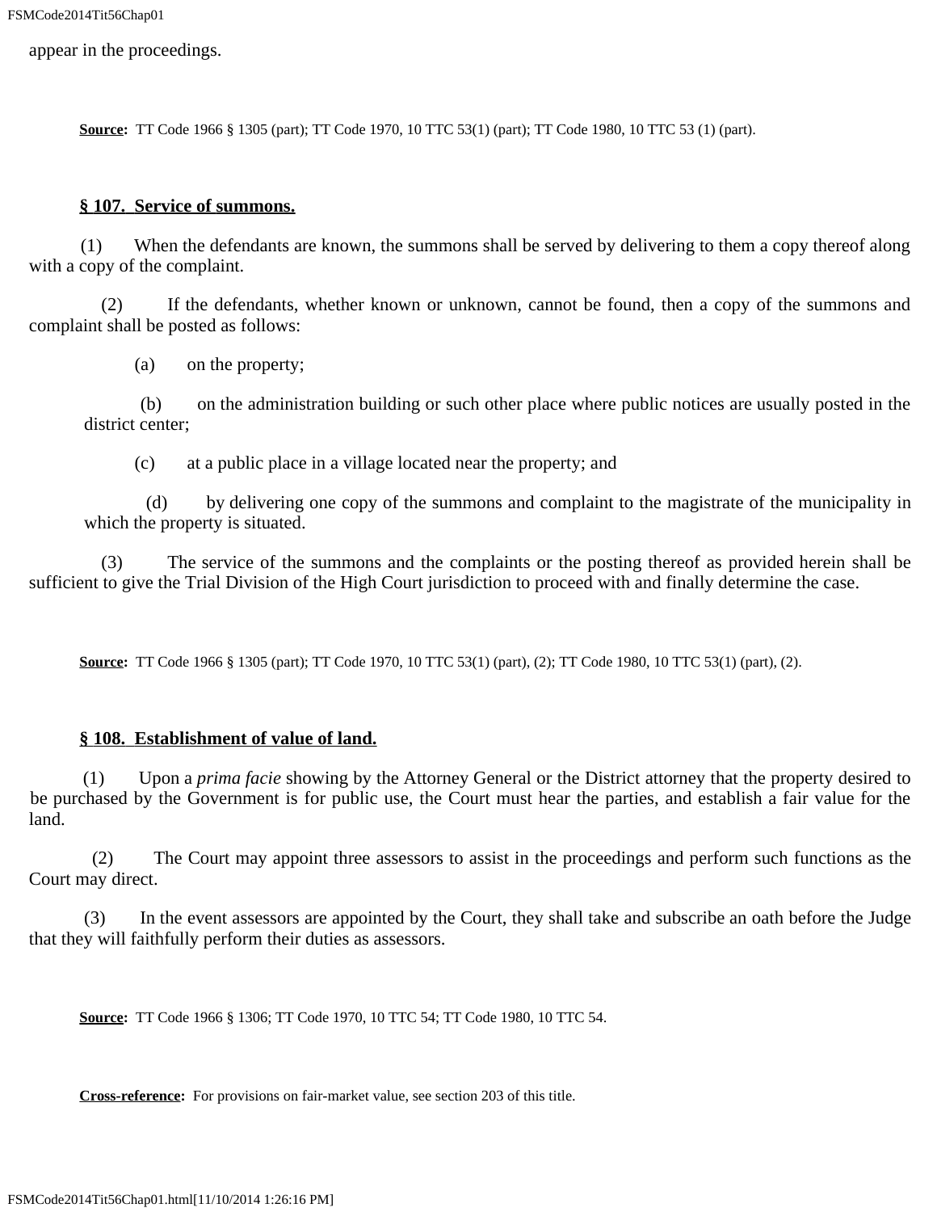appear in the proceedings.

**Source:** TT Code 1966 § 1305 (part); TT Code 1970, 10 TTC 53(1) (part); TT Code 1980, 10 TTC 53 (1) (part).

**§ 107. Service of summons.**

(1) When the defendants are known, the summons shall be served by delivering to them a copy thereof along with a copy of the complaint.

(2) If the defendants, whether known or unknown, cannot be found, then a copy of the summons and complaint shall be posted as follows:

(a) on the property;

(b) on the administration building or such other place where public notices are usually posted in the district center;

(c) at a public place in a village located near the property; and

(d) by delivering one copy of the summons and complaint to the magistrate of the municipality in which the property is situated.

(3) The service of the summons and the complaints or the posting thereof as provided herein shall be sufficient to give the Trial Division of the High Court jurisdiction to proceed with and finally determine the case.

**Source:** TT Code 1966 § 1305 (part); TT Code 1970, 10 TTC 53(1) (part), (2); TT Code 1980, 10 TTC 53(1) (part), (2).

**§ 108. Establishment of value of land.**

(1) Upon a *prima facie* showing by the Attorney General or the District attorney that the property desired to be purchased by the Government is for public use, the Court must hear the parties, and establish a fair value for the land.

(2) The Court may appoint three assessors to assist in the proceedings and perform such functions as the Court may direct.

(3) In the event assessors are appointed by the Court, they shall take and subscribe an oath before the Judge that they will faithfully perform their duties as assessors.

**Source:** TT Code 1966 § 1306; TT Code 1970, 10 TTC 54; TT Code 1980, 10 TTC 54.

**Cross-reference:** For provisions on fair-market value, see section 203 of this title.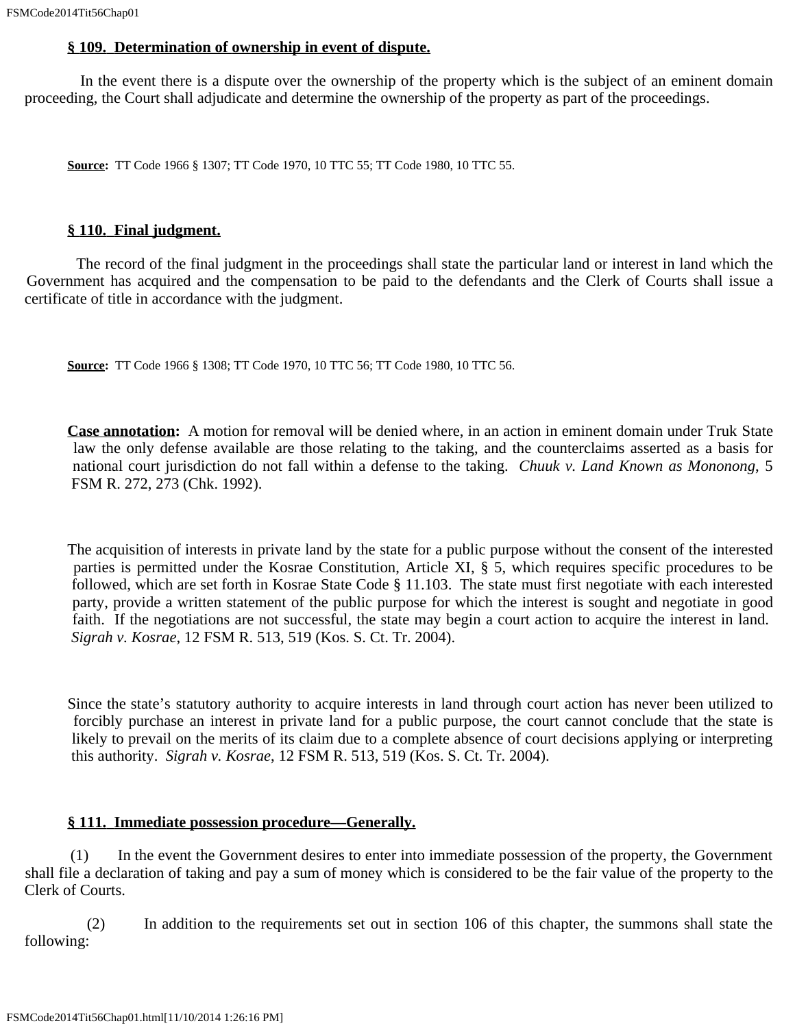**§ 109. Determination of ownership in event of dispute.**

In the event there is a dispute over the ownership of the property which is the subject of an eminent domain proceeding, the Court shall adjudicate and determine the ownership of the property as part of the proceedings.

**Source:** TT Code 1966 § 1307; TT Code 1970, 10 TTC 55; TT Code 1980, 10 TTC 55.

**§ 110. Final judgment.**

The record of the final judgment in the proceedings shall state the particular land or interest in land which the Government has acquired and the compensation to be paid to the defendants and the Clerk of Courts shall issue a certificate of title in accordance with the judgment.

**Source:** TT Code 1966 § 1308; TT Code 1970, 10 TTC 56; TT Code 1980, 10 TTC 56.

**Case annotation:** A motion for removal will be denied where, in an action in eminent domain under Truk State law the only defense available are those relating to the taking, and the counterclaims asserted as a basis for national court jurisdiction do not fall within a defense to the taking. *Chuuk v. Land Known as Mononong*, 5 FSM R. 272, 273 (Chk. 1992).

The acquisition of interests in private land by the state for a public purpose without the consent of the interested parties is permitted under the Kosrae Constitution, Article XI, § 5, which requires specific procedures to be followed, which are set forth in Kosrae State Code § 11.103. The state must first negotiate with each interested party, provide a written statement of the public purpose for which the interest is sought and negotiate in good faith. If the negotiations are not successful, the state may begin a court action to acquire the interest in land. *Sigrah v. Kosrae*, 12 FSM R. 513, 519 (Kos. S. Ct. Tr. 2004).

Since the state's statutory authority to acquire interests in land through court action has never been utilized to forcibly purchase an interest in private land for a public purpose, the court cannot conclude that the state is likely to prevail on the merits of its claim due to a complete absence of court decisions applying or interpreting this authority. *Sigrah v. Kosrae*, 12 FSM R. 513, 519 (Kos. S. Ct. Tr. 2004).

**§ 111. Immediate possession procedure—Generally.**

(1) In the event the Government desires to enter into immediate possession of the property, the Government shall file a declaration of taking and pay a sum of money which is considered to be the fair value of the property to the Clerk of Courts.

(2) In addition to the requirements set out in section 106 of this chapter, the summons shall state the following: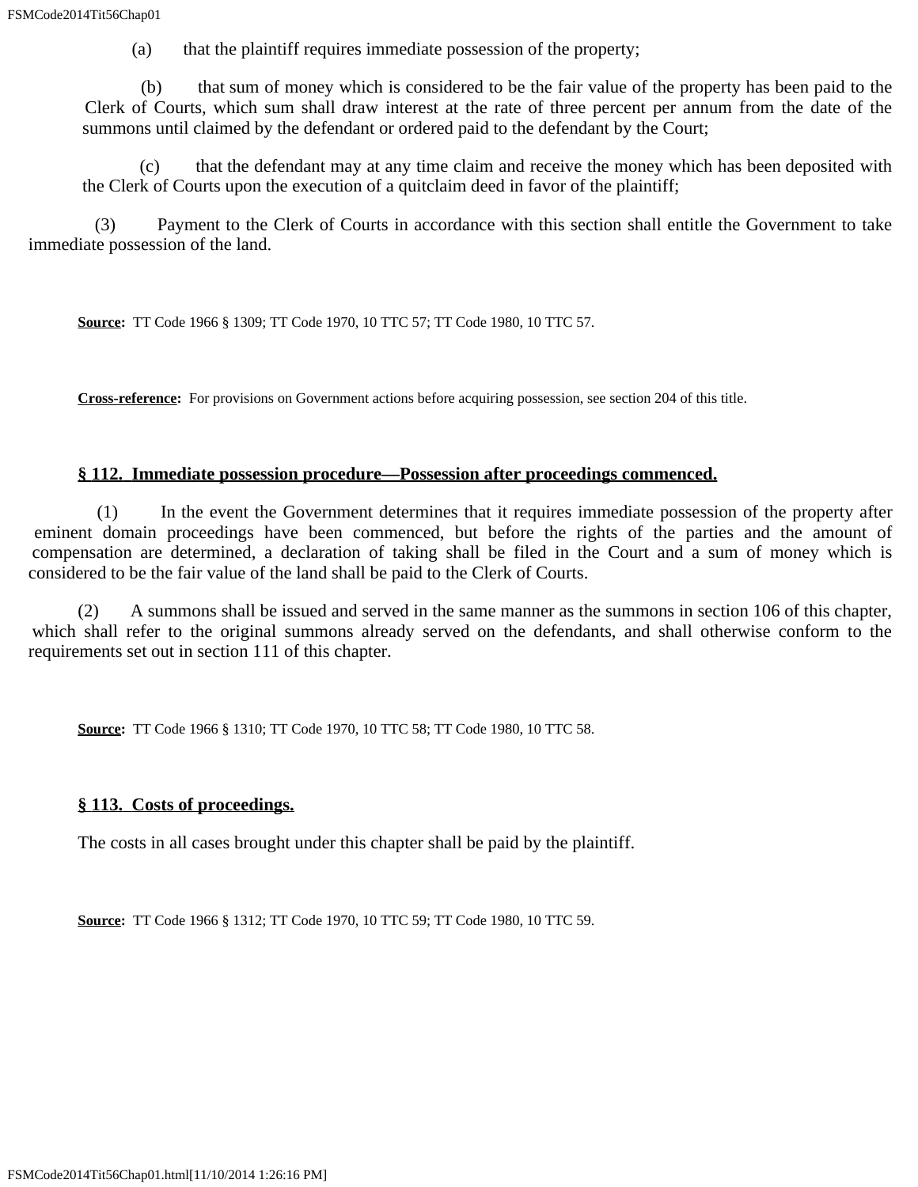(a) that the plaintiff requires immediate possession of the property;

(b) that sum of money which is considered to be the fair value of the property has been paid to the Clerk of Courts, which sum shall draw interest at the rate of three percent per annum from the date of the summons until claimed by the defendant or ordered paid to the defendant by the Court;

(c) that the defendant may at any time claim and receive the money which has been deposited with the Clerk of Courts upon the execution of a quitclaim deed in favor of the plaintiff;

(3) Payment to the Clerk of Courts in accordance with this section shall entitle the Government to take immediate possession of the land.

**Source:** TT Code 1966 § 1309; TT Code 1970, 10 TTC 57; TT Code 1980, 10 TTC 57.

**Cross-reference:** For provisions on Government actions before acquiring possession, see section 204 of this title.

## § 112. Immediate possession procedure—Possession after proceedings commenced.

(1) In the event the Government determines that it requires immediate possession of the property after eminent domain proceedings have been commenced, but before the rights of the parties and the amount of compensation are determined, a declaration of taking shall be filed in the Court and a sum of money which is considered to be the fair value of the land shall be paid to the Clerk of Courts.

(2) A summons shall be issued and served in the same manner as the summons in section 106 of this chapter, which shall refer to the original summons already served on the defendants, and shall otherwise conform to the requirements set out in section 111 of this chapter.

**Source:** TT Code 1966 § 1310; TT Code 1970, 10 TTC 58; TT Code 1980, 10 TTC 58.

## § 113. Costs of proceedings.

The costs in all cases brought under this chapter shall be paid by the plaintiff.

**Source:** TT Code 1966 § 1312; TT Code 1970, 10 TTC 59; TT Code 1980, 10 TTC 59.